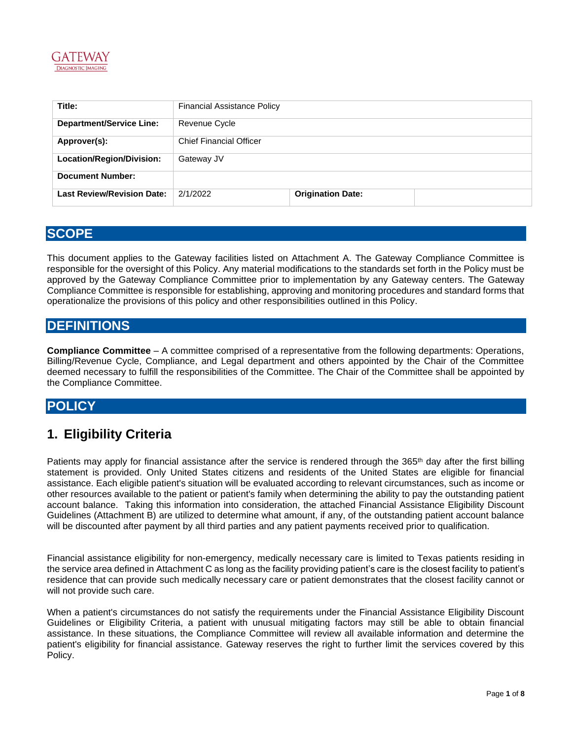GATEWAY
DIAGNOSTIC IMAGING

| Title: | Financial Assistance Policy | | |
|---|---|---|---|
| Department/Service Line: | Revenue Cycle | | |
| Approver(s): | Chief Financial Officer | | |
| Location/Region/Division: | Gateway JV | | |
| Document Number: | | | |
| Last Review/Revision Date: | 2/1/2022 | Origination Date: | |

## SCOPE

This document applies to the Gateway facilities listed on Attachment A. The Gateway Compliance Committee is responsible for the oversight of this Policy. Any material modifications to the standards set forth in the Policy must be approved by the Gateway Compliance Committee prior to implementation by any Gateway centers. The Gateway Compliance Committee is responsible for establishing, approving and monitoring procedures and standard forms that operationalize the provisions of this policy and other responsibilities outlined in this Policy.

## DEFINITIONS

**Compliance Committee** – A committee comprised of a representative from the following departments: Operations, Billing/Revenue Cycle, Compliance, and Legal department and others appointed by the Chair of the Committee deemed necessary to fulfill the responsibilities of the Committee. The Chair of the Committee shall be appointed by the Compliance Committee.

## POLICY

## 1. Eligibility Criteria

Patients may apply for financial assistance after the service is rendered through the 365th day after the first billing statement is provided. Only United States citizens and residents of the United States are eligible for financial assistance. Each eligible patient's situation will be evaluated according to relevant circumstances, such as income or other resources available to the patient or patient's family when determining the ability to pay the outstanding patient account balance. Taking this information into consideration, the attached Financial Assistance Eligibility Discount Guidelines (Attachment B) are utilized to determine what amount, if any, of the outstanding patient account balance will be discounted after payment by all third parties and any patient payments received prior to qualification.

Financial assistance eligibility for non-emergency, medically necessary care is limited to Texas patients residing in the service area defined in Attachment C as long as the facility providing patient's care is the closest facility to patient's residence that can provide such medically necessary care or patient demonstrates that the closest facility cannot or will not provide such care.

When a patient's circumstances do not satisfy the requirements under the Financial Assistance Eligibility Discount Guidelines or Eligibility Criteria, a patient with unusual mitigating factors may still be able to obtain financial assistance. In these situations, the Compliance Committee will review all available information and determine the patient's eligibility for financial assistance. Gateway reserves the right to further limit the services covered by this Policy.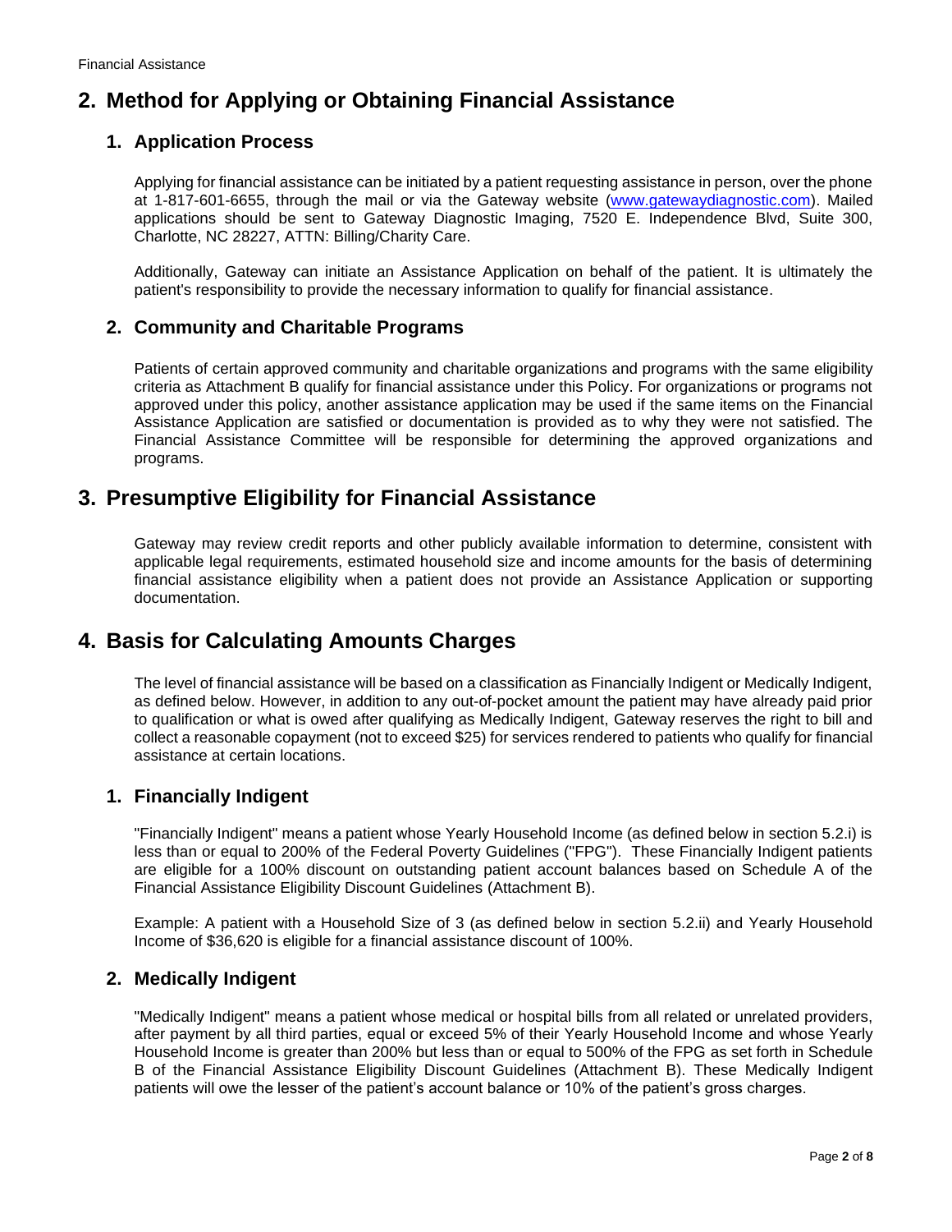## 2. Method for Applying or Obtaining Financial Assistance

### 1. Application Process

Applying for financial assistance can be initiated by a patient requesting assistance in person, over the phone at 1-817-601-6655, through the mail or via the Gateway website (www.gatewaydiagnostic.com). Mailed applications should be sent to Gateway Diagnostic Imaging, 7520 E. Independence Blvd, Suite 300, Charlotte, NC 28227, ATTN: Billing/Charity Care.

Additionally, Gateway can initiate an Assistance Application on behalf of the patient. It is ultimately the patient's responsibility to provide the necessary information to qualify for financial assistance.

### 2. Community and Charitable Programs

Patients of certain approved community and charitable organizations and programs with the same eligibility criteria as Attachment B qualify for financial assistance under this Policy. For organizations or programs not approved under this policy, another assistance application may be used if the same items on the Financial Assistance Application are satisfied or documentation is provided as to why they were not satisfied. The Financial Assistance Committee will be responsible for determining the approved organizations and programs.

## 3. Presumptive Eligibility for Financial Assistance

Gateway may review credit reports and other publicly available information to determine, consistent with applicable legal requirements, estimated household size and income amounts for the basis of determining financial assistance eligibility when a patient does not provide an Assistance Application or supporting documentation.

## 4. Basis for Calculating Amounts Charges

The level of financial assistance will be based on a classification as Financially Indigent or Medically Indigent, as defined below. However, in addition to any out-of-pocket amount the patient may have already paid prior to qualification or what is owed after qualifying as Medically Indigent, Gateway reserves the right to bill and collect a reasonable copayment (not to exceed $25) for services rendered to patients who qualify for financial assistance at certain locations.

### 1. Financially Indigent

"Financially Indigent" means a patient whose Yearly Household Income (as defined below in section 5.2.i) is less than or equal to 200% of the Federal Poverty Guidelines ("FPG"). These Financially Indigent patients are eligible for a 100% discount on outstanding patient account balances based on Schedule A of the Financial Assistance Eligibility Discount Guidelines (Attachment B).

Example: A patient with a Household Size of 3 (as defined below in section 5.2.ii) and Yearly Household Income of $36,620 is eligible for a financial assistance discount of 100%.

### 2. Medically Indigent

"Medically Indigent" means a patient whose medical or hospital bills from all related or unrelated providers, after payment by all third parties, equal or exceed 5% of their Yearly Household Income and whose Yearly Household Income is greater than 200% but less than or equal to 500% of the FPG as set forth in Schedule B of the Financial Assistance Eligibility Discount Guidelines (Attachment B). These Medically Indigent patients will owe the lesser of the patient's account balance or 10% of the patient's gross charges.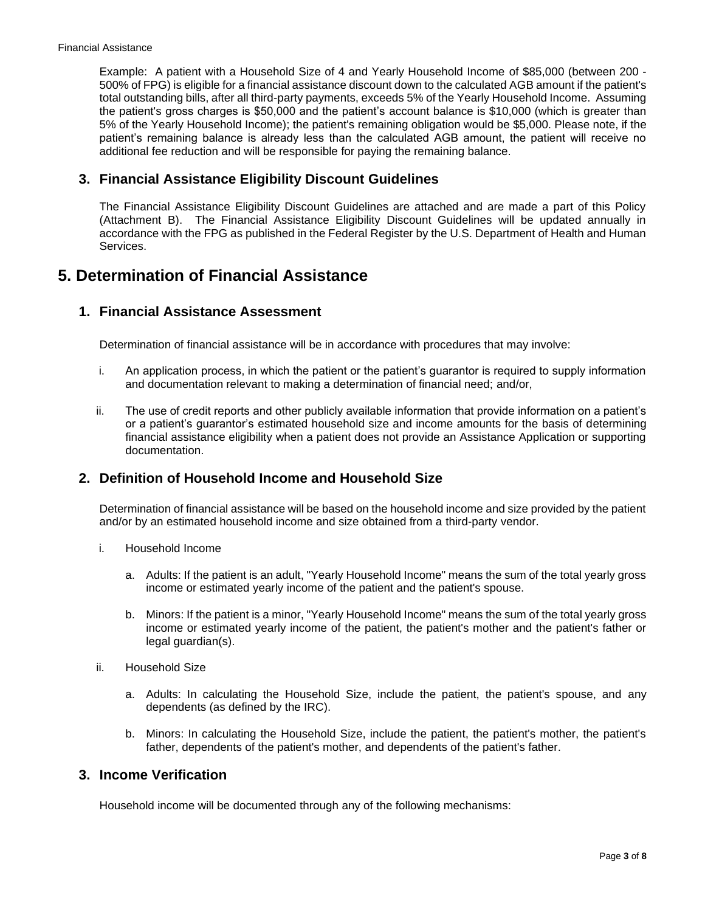Example: A patient with a Household Size of 4 and Yearly Household Income of $85,000 (between 200 - 500% of FPG) is eligible for a financial assistance discount down to the calculated AGB amount if the patient's total outstanding bills, after all third-party payments, exceeds 5% of the Yearly Household Income. Assuming the patient's gross charges is $50,000 and the patient's account balance is $10,000 (which is greater than 5% of the Yearly Household Income); the patient's remaining obligation would be $5,000. Please note, if the patient's remaining balance is already less than the calculated AGB amount, the patient will receive no additional fee reduction and will be responsible for paying the remaining balance.

### 3. Financial Assistance Eligibility Discount Guidelines

The Financial Assistance Eligibility Discount Guidelines are attached and are made a part of this Policy (Attachment B). The Financial Assistance Eligibility Discount Guidelines will be updated annually in accordance with the FPG as published in the Federal Register by the U.S. Department of Health and Human Services.

## 5. Determination of Financial Assistance

### 1. Financial Assistance Assessment

Determination of financial assistance will be in accordance with procedures that may involve:

i. An application process, in which the patient or the patient's guarantor is required to supply information and documentation relevant to making a determination of financial need; and/or,

ii. The use of credit reports and other publicly available information that provide information on a patient's or a patient's guarantor's estimated household size and income amounts for the basis of determining financial assistance eligibility when a patient does not provide an Assistance Application or supporting documentation.

### 2. Definition of Household Income and Household Size

Determination of financial assistance will be based on the household income and size provided by the patient and/or by an estimated household income and size obtained from a third-party vendor.

i. Household Income

   a. Adults: If the patient is an adult, "Yearly Household Income" means the sum of the total yearly gross income or estimated yearly income of the patient and the patient's spouse.

   b. Minors: If the patient is a minor, "Yearly Household Income" means the sum of the total yearly gross income or estimated yearly income of the patient, the patient's mother and the patient's father or legal guardian(s).

ii. Household Size

   a. Adults: In calculating the Household Size, include the patient, the patient's spouse, and any dependents (as defined by the IRC).

   b. Minors: In calculating the Household Size, include the patient, the patient's mother, the patient's father, dependents of the patient's mother, and dependents of the patient's father.

### 3. Income Verification

Household income will be documented through any of the following mechanisms: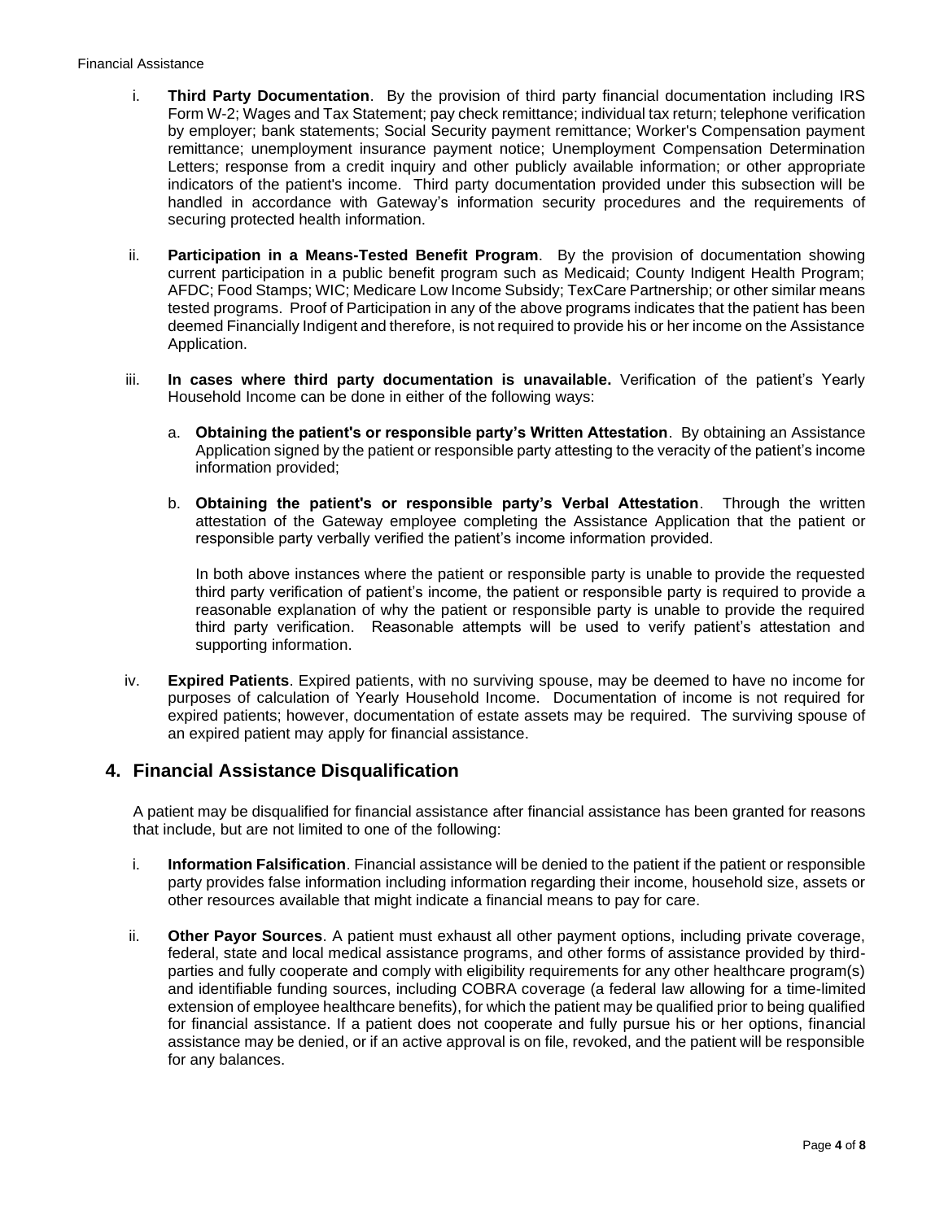i. **Third Party Documentation**. By the provision of third party financial documentation including IRS Form W-2; Wages and Tax Statement; pay check remittance; individual tax return; telephone verification by employer; bank statements; Social Security payment remittance; Worker's Compensation payment remittance; unemployment insurance payment notice; Unemployment Compensation Determination Letters; response from a credit inquiry and other publicly available information; or other appropriate indicators of the patient's income. Third party documentation provided under this subsection will be handled in accordance with Gateway's information security procedures and the requirements of securing protected health information.

ii. **Participation in a Means-Tested Benefit Program**. By the provision of documentation showing current participation in a public benefit program such as Medicaid; County Indigent Health Program; AFDC; Food Stamps; WIC; Medicare Low Income Subsidy; TexCare Partnership; or other similar means tested programs. Proof of Participation in any of the above programs indicates that the patient has been deemed Financially Indigent and therefore, is not required to provide his or her income on the Assistance Application.

iii. **In cases where third party documentation is unavailable.** Verification of the patient's Yearly Household Income can be done in either of the following ways:

   a. **Obtaining the patient's or responsible party's Written Attestation**. By obtaining an Assistance Application signed by the patient or responsible party attesting to the veracity of the patient's income information provided;

   b. **Obtaining the patient's or responsible party's Verbal Attestation**. Through the written attestation of the Gateway employee completing the Assistance Application that the patient or responsible party verbally verified the patient's income information provided.

   In both above instances where the patient or responsible party is unable to provide the requested third party verification of patient's income, the patient or responsible party is required to provide a reasonable explanation of why the patient or responsible party is unable to provide the required third party verification. Reasonable attempts will be used to verify patient's attestation and supporting information.

iv. **Expired Patients**. Expired patients, with no surviving spouse, may be deemed to have no income for purposes of calculation of Yearly Household Income. Documentation of income is not required for expired patients; however, documentation of estate assets may be required. The surviving spouse of an expired patient may apply for financial assistance.

## 4. Financial Assistance Disqualification

A patient may be disqualified for financial assistance after financial assistance has been granted for reasons that include, but are not limited to one of the following:

i. **Information Falsification**. Financial assistance will be denied to the patient if the patient or responsible party provides false information including information regarding their income, household size, assets or other resources available that might indicate a financial means to pay for care.

ii. **Other Payor Sources**. A patient must exhaust all other payment options, including private coverage, federal, state and local medical assistance programs, and other forms of assistance provided by third-parties and fully cooperate and comply with eligibility requirements for any other healthcare program(s) and identifiable funding sources, including COBRA coverage (a federal law allowing for a time-limited extension of employee healthcare benefits), for which the patient may be qualified prior to being qualified for financial assistance. If a patient does not cooperate and fully pursue his or her options, financial assistance may be denied, or if an active approval is on file, revoked, and the patient will be responsible for any balances.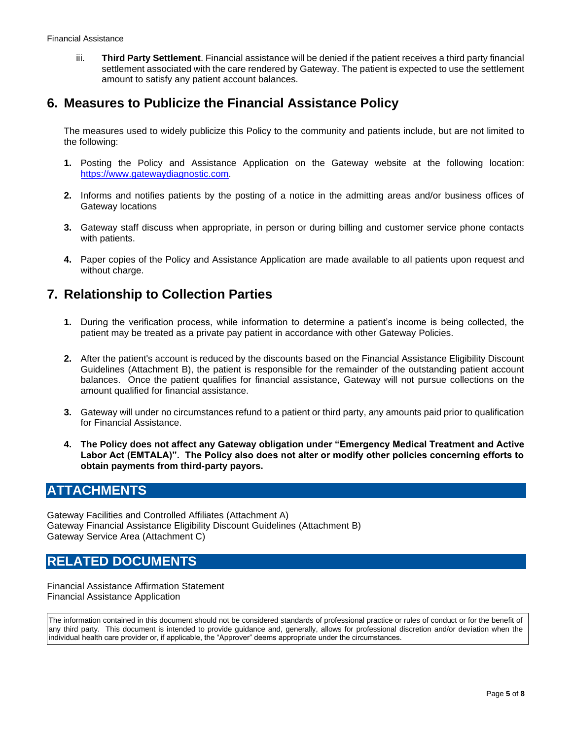iii. **Third Party Settlement**. Financial assistance will be denied if the patient receives a third party financial settlement associated with the care rendered by Gateway. The patient is expected to use the settlement amount to satisfy any patient account balances.

## 6. Measures to Publicize the Financial Assistance Policy

The measures used to widely publicize this Policy to the community and patients include, but are not limited to the following:

1. Posting the Policy and Assistance Application on the Gateway website at the following location: https://www.gatewaydiagnostic.com.

2. Informs and notifies patients by the posting of a notice in the admitting areas and/or business offices of Gateway locations

3. Gateway staff discuss when appropriate, in person or during billing and customer service phone contacts with patients.

4. Paper copies of the Policy and Assistance Application are made available to all patients upon request and without charge.

## 7. Relationship to Collection Parties

1. During the verification process, while information to determine a patient's income is being collected, the patient may be treated as a private pay patient in accordance with other Gateway Policies.

2. After the patient's account is reduced by the discounts based on the Financial Assistance Eligibility Discount Guidelines (Attachment B), the patient is responsible for the remainder of the outstanding patient account balances. Once the patient qualifies for financial assistance, Gateway will not pursue collections on the amount qualified for financial assistance.

3. Gateway will under no circumstances refund to a patient or third party, any amounts paid prior to qualification for Financial Assistance.

4. **The Policy does not affect any Gateway obligation under "Emergency Medical Treatment and Active Labor Act (EMTALA)". The Policy also does not alter or modify other policies concerning efforts to obtain payments from third-party payors.**

## ATTACHMENTS

Gateway Facilities and Controlled Affiliates (Attachment A)
Gateway Financial Assistance Eligibility Discount Guidelines (Attachment B)
Gateway Service Area (Attachment C)

## RELATED DOCUMENTS

Financial Assistance Affirmation Statement
Financial Assistance Application

The information contained in this document should not be considered standards of professional practice or rules of conduct or for the benefit of any third party. This document is intended to provide guidance and, generally, allows for professional discretion and/or deviation when the individual health care provider or, if applicable, the "Approver" deems appropriate under the circumstances.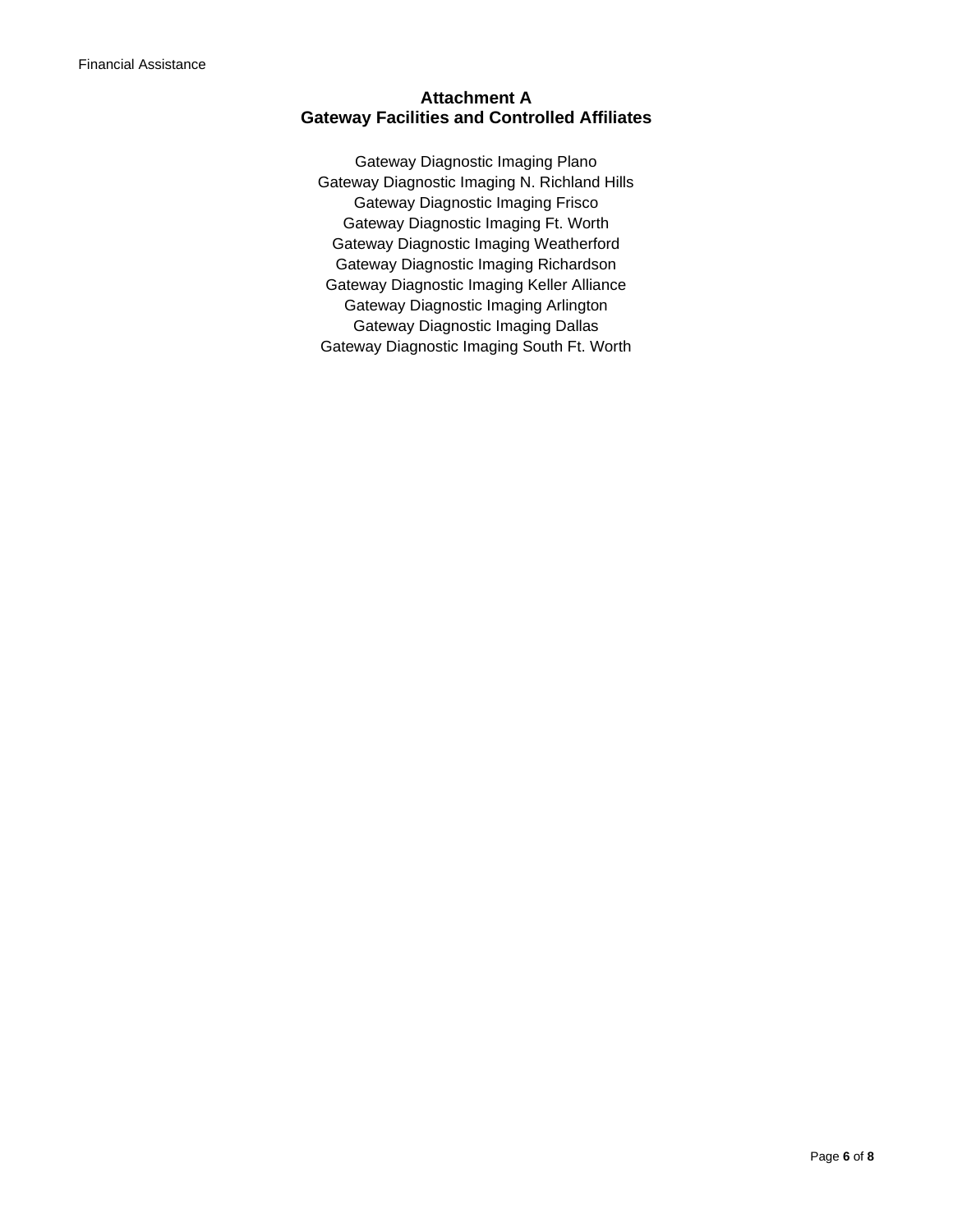## Attachment A
## Gateway Facilities and Controlled Affiliates

Gateway Diagnostic Imaging Plano
Gateway Diagnostic Imaging N. Richland Hills
Gateway Diagnostic Imaging Frisco
Gateway Diagnostic Imaging Ft. Worth
Gateway Diagnostic Imaging Weatherford
Gateway Diagnostic Imaging Richardson
Gateway Diagnostic Imaging Keller Alliance
Gateway Diagnostic Imaging Arlington
Gateway Diagnostic Imaging Dallas
Gateway Diagnostic Imaging South Ft. Worth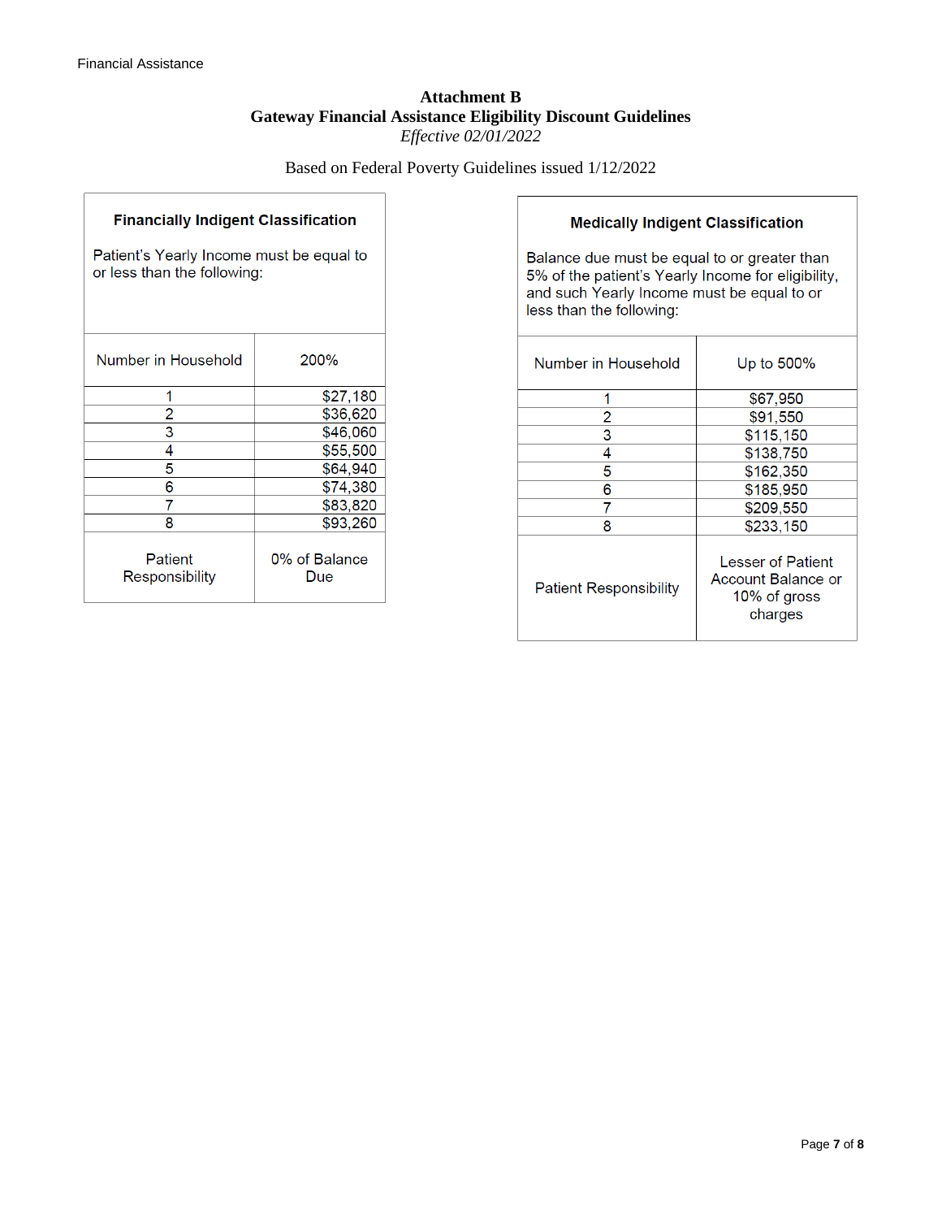# Attachment B
## Gateway Financial Assistance Eligibility Discount Guidelines
*Effective 02/01/2022*

Based on Federal Poverty Guidelines issued 1/12/2022

**Financially Indigent Classification**

Patient's Yearly Income must be equal to or less than the following:

| Number in Household | 200% |
|---|---|
| 1 | $27,180 |
| 2 | $36,620 |
| 3 | $46,060 |
| 4 | $55,500 |
| 5 | $64,940 |
| 6 | $74,380 |
| 7 | $83,820 |
| 8 | $93,260 |
| Patient Responsibility | 0% of Balance Due |

**Medically Indigent Classification**

Balance due must be equal to or greater than 5% of the patient's Yearly Income for eligibility, and such Yearly Income must be equal to or less than the following:

| Number in Household | Up to 500% |
|---|---|
| 1 | $67,950 |
| 2 | $91,550 |
| 3 | $115,150 |
| 4 | $138,750 |
| 5 | $162,350 |
| 6 | $185,950 |
| 7 | $209,550 |
| 8 | $233,150 |
| Patient Responsibility | Lesser of Patient Account Balance or 10% of gross charges |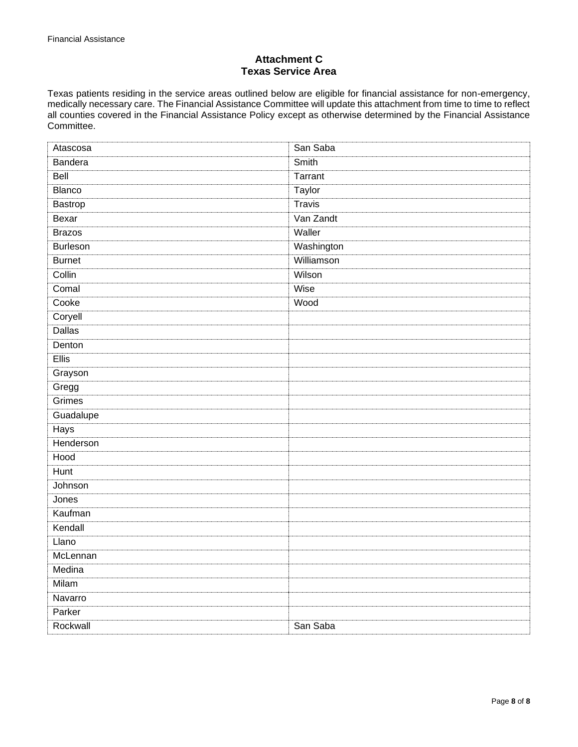## Attachment C
## Texas Service Area

Texas patients residing in the service areas outlined below are eligible for financial assistance for non-emergency, medically necessary care. The Financial Assistance Committee will update this attachment from time to time to reflect all counties covered in the Financial Assistance Policy except as otherwise determined by the Financial Assistance Committee.

| | |
|---|---|
| Atascosa | San Saba |
| Bandera | Smith |
| Bell | Tarrant |
| Blanco | Taylor |
| Bastrop | Travis |
| Bexar | Van Zandt |
| Brazos | Waller |
| Burleson | Washington |
| Burnet | Williamson |
| Collin | Wilson |
| Comal | Wise |
| Cooke | Wood |
| Coryell | |
| Dallas | |
| Denton | |
| Ellis | |
| Grayson | |
| Gregg | |
| Grimes | |
| Guadalupe | |
| Hays | |
| Henderson | |
| Hood | |
| Hunt | |
| Johnson | |
| Jones | |
| Kaufman | |
| Kendall | |
| Llano | |
| McLennan | |
| Medina | |
| Milam | |
| Navarro | |
| Parker | |
| Rockwall | San Saba |